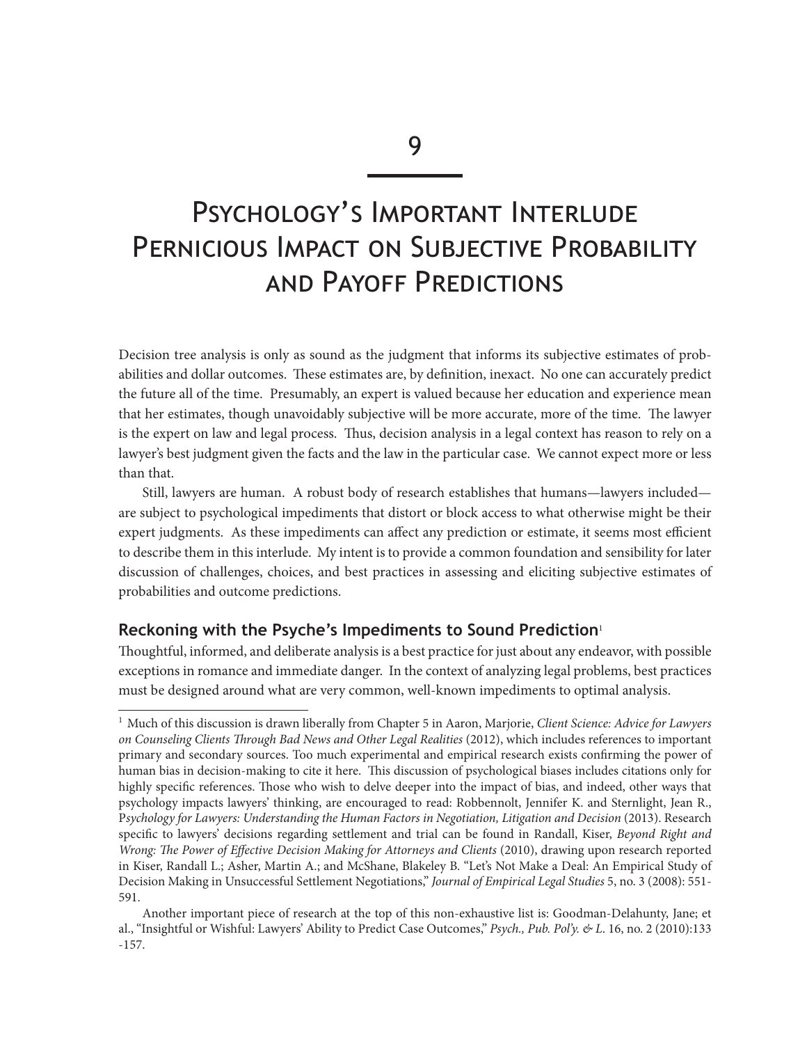# 9

# Psychology's Important Interlude Pernicious Impact on Subjective Probability and Payoff Predictions

Decision tree analysis is only as sound as the judgment that informs its subjective estimates of probabilities and dollar outcomes. These estimates are, by definition, inexact. No one can accurately predict the future all of the time. Presumably, an expert is valued because her education and experience mean that her estimates, though unavoidably subjective will be more accurate, more of the time. The lawyer is the expert on law and legal process. Thus, decision analysis in a legal context has reason to rely on a lawyer's best judgment given the facts and the law in the particular case. We cannot expect more or less than that.

Still, lawyers are human. A robust body of research establishes that humans—lawyers included—are subject to psychological impediments that distort or block access to what otherwise might be their expert judgments. As these impediments can affect any prediction or estimate, it seems most efficient to describe them in this interlude. My intent is to provide a common foundation and sensibility for later discussion of challenges, choices, and best practices in assessing and eliciting subjective estimates of probabilities and outcome predictions.

## Reckoning with the Psyche's Impediments to Sound Prediction[1]

Thoughtful, informed, and deliberate analysis is a best practice for just about any endeavor, with possible exceptions in romance and immediate danger. In the context of analyzing legal problems, best practices must be designed around what are very common, well-known impediments to optimal analysis.

---

[1] Much of this discussion is drawn liberally from Chapter 5 in Aaron, Marjorie, *Client Science: Advice for Lawyers on Counseling Clients Through Bad News and Other Legal Realities* (2012), which includes references to important primary and secondary sources. Too much experimental and empirical research exists confirming the power of human bias in decision-making to cite it here. This discussion of psychological biases includes citations only for highly specific references. Those who wish to delve deeper into the impact of bias, and indeed, other ways that psychology impacts lawyers' thinking, are encouraged to read: Robbennolt, Jennifer K. and Sternlight, Jean R., *Psychology for Lawyers: Understanding the Human Factors in Negotiation, Litigation and Decision* (2013). Research specific to lawyers' decisions regarding settlement and trial can be found in Randall, Kiser, *Beyond Right and Wrong: The Power of Effective Decision Making for Attorneys and Clients* (2010), drawing upon research reported in Kiser, Randall L.; Asher, Martin A.; and McShane, Blakeley B. "Let's Not Make a Deal: An Empirical Study of Decision Making in Unsuccessful Settlement Negotiations," *Journal of Empirical Legal Studies* 5, no. 3 (2008): 551-591.

Another important piece of research at the top of this non-exhaustive list is: Goodman-Delahunty, Jane; et al., "Insightful or Wishful: Lawyers' Ability to Predict Case Outcomes," *Psych., Pub. Pol'y. & L.* 16, no. 2 (2010):133 -157.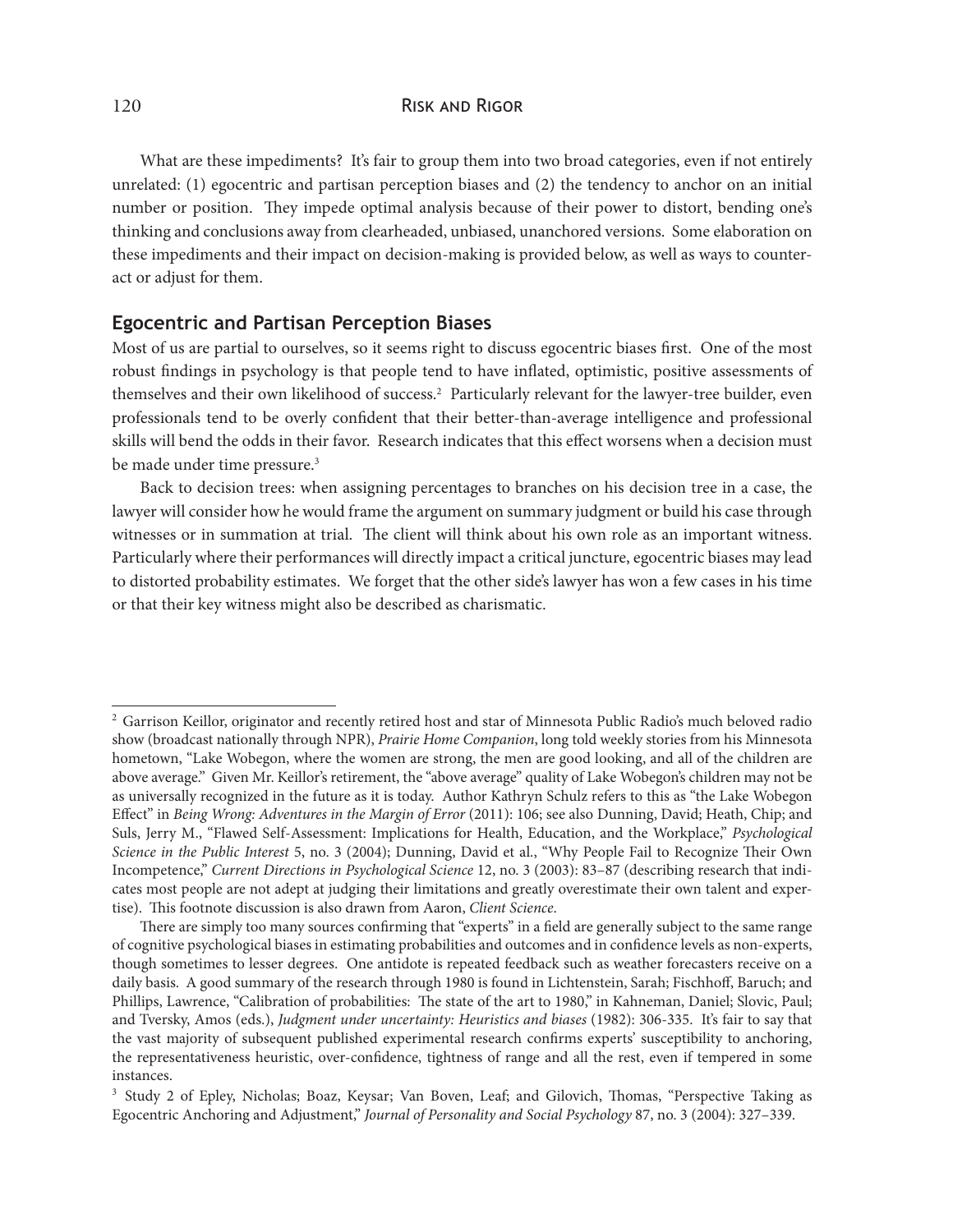What are these impediments? It's fair to group them into two broad categories, even if not entirely unrelated: (1) egocentric and partisan perception biases and (2) the tendency to anchor on an initial number or position. They impede optimal analysis because of their power to distort, bending one's thinking and conclusions away from clearheaded, unbiased, unanchored versions. Some elaboration on these impediments and their impact on decision-making is provided below, as well as ways to counteract or adjust for them.

## Egocentric and Partisan Perception Biases

Most of us are partial to ourselves, so it seems right to discuss egocentric biases first. One of the most robust findings in psychology is that people tend to have inflated, optimistic, positive assessments of themselves and their own likelihood of success.[2] Particularly relevant for the lawyer-tree builder, even professionals tend to be overly confident that their better-than-average intelligence and professional skills will bend the odds in their favor. Research indicates that this effect worsens when a decision must be made under time pressure.[3]

Back to decision trees: when assigning percentages to branches on his decision tree in a case, the lawyer will consider how he would frame the argument on summary judgment or build his case through witnesses or in summation at trial. The client will think about his own role as an important witness. Particularly where their performances will directly impact a critical juncture, egocentric biases may lead to distorted probability estimates. We forget that the other side's lawyer has won a few cases in his time or that their key witness might also be described as charismatic.

---

[2] Garrison Keillor, originator and recently retired host and star of Minnesota Public Radio's much beloved radio show (broadcast nationally through NPR), *Prairie Home Companion*, long told weekly stories from his Minnesota hometown, "Lake Wobegon, where the women are strong, the men are good looking, and all of the children are above average." Given Mr. Keillor's retirement, the "above average" quality of Lake Wobegon's children may not be as universally recognized in the future as it is today. Author Kathryn Schulz refers to this as "the Lake Wobegon Effect" in *Being Wrong: Adventures in the Margin of Error* (2011): 106; see also Dunning, David; Heath, Chip; and Suls, Jerry M., "Flawed Self-Assessment: Implications for Health, Education, and the Workplace," *Psychological Science in the Public Interest* 5, no. 3 (2004); Dunning, David et al., "Why People Fail to Recognize Their Own Incompetence," *Current Directions in Psychological Science* 12, no. 3 (2003): 83–87 (describing research that indicates most people are not adept at judging their limitations and greatly overestimate their own talent and expertise). This footnote discussion is also drawn from Aaron, *Client Science*.

There are simply too many sources confirming that "experts" in a field are generally subject to the same range of cognitive psychological biases in estimating probabilities and outcomes and in confidence levels as non-experts, though sometimes to lesser degrees. One antidote is repeated feedback such as weather forecasters receive on a daily basis. A good summary of the research through 1980 is found in Lichtenstein, Sarah; Fischhoff, Baruch; and Phillips, Lawrence, "Calibration of probabilities: The state of the art to 1980," in Kahneman, Daniel; Slovic, Paul; and Tversky, Amos (eds.), *Judgment under uncertainty: Heuristics and biases* (1982): 306-335. It's fair to say that the vast majority of subsequent published experimental research confirms experts' susceptibility to anchoring, the representativeness heuristic, over-confidence, tightness of range and all the rest, even if tempered in some instances.

[3] Study 2 of Epley, Nicholas; Boaz, Keysar; Van Boven, Leaf; and Gilovich, Thomas, "Perspective Taking as Egocentric Anchoring and Adjustment," *Journal of Personality and Social Psychology* 87, no. 3 (2004): 327–339.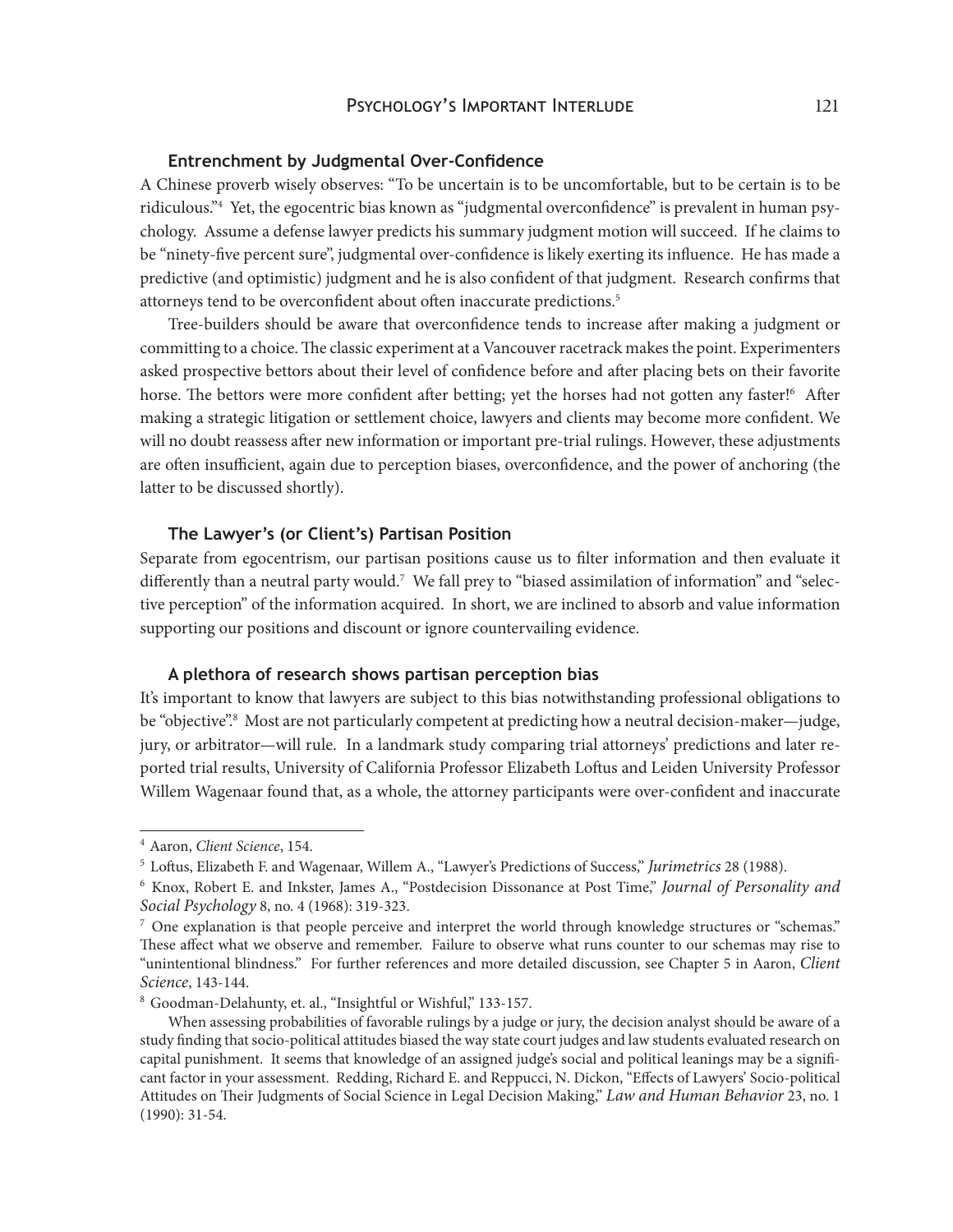### Entrenchment by Judgmental Over-Confidence

A Chinese proverb wisely observes: "To be uncertain is to be uncomfortable, but to be certain is to be ridiculous."[4] Yet, the egocentric bias known as "judgmental overconfidence" is prevalent in human psychology. Assume a defense lawyer predicts his summary judgment motion will succeed. If he claims to be "ninety-five percent sure", judgmental over-confidence is likely exerting its influence. He has made a predictive (and optimistic) judgment and he is also confident of that judgment. Research confirms that attorneys tend to be overconfident about often inaccurate predictions.[5]

Tree-builders should be aware that overconfidence tends to increase after making a judgment or committing to a choice. The classic experiment at a Vancouver racetrack makes the point. Experimenters asked prospective bettors about their level of confidence before and after placing bets on their favorite horse. The bettors were more confident after betting; yet the horses had not gotten any faster![6] After making a strategic litigation or settlement choice, lawyers and clients may become more confident. We will no doubt reassess after new information or important pre-trial rulings. However, these adjustments are often insufficient, again due to perception biases, overconfidence, and the power of anchoring (the latter to be discussed shortly).

### The Lawyer's (or Client's) Partisan Position

Separate from egocentrism, our partisan positions cause us to filter information and then evaluate it differently than a neutral party would.[7] We fall prey to "biased assimilation of information" and "selective perception" of the information acquired. In short, we are inclined to absorb and value information supporting our positions and discount or ignore countervailing evidence.

### A plethora of research shows partisan perception bias

It's important to know that lawyers are subject to this bias notwithstanding professional obligations to be "objective".[8] Most are not particularly competent at predicting how a neutral decision-maker—judge, jury, or arbitrator—will rule. In a landmark study comparing trial attorneys' predictions and later reported trial results, University of California Professor Elizabeth Loftus and Leiden University Professor Willem Wagenaar found that, as a whole, the attorney participants were over-confident and inaccurate

---

[4] Aaron, *Client Science*, 154.

[5] Loftus, Elizabeth F. and Wagenaar, Willem A., "Lawyer's Predictions of Success," *Jurimetrics* 28 (1988).

[6] Knox, Robert E. and Inkster, James A., "Postdecision Dissonance at Post Time," *Journal of Personality and Social Psychology* 8, no. 4 (1968): 319-323.

[7] One explanation is that people perceive and interpret the world through knowledge structures or "schemas." These affect what we observe and remember. Failure to observe what runs counter to our schemas may rise to "unintentional blindness." For further references and more detailed discussion, see Chapter 5 in Aaron, *Client Science*, 143-144.

[8] Goodman-Delahunty, et. al., "Insightful or Wishful," 133-157.

When assessing probabilities of favorable rulings by a judge or jury, the decision analyst should be aware of a study finding that socio-political attitudes biased the way state court judges and law students evaluated research on capital punishment. It seems that knowledge of an assigned judge's social and political leanings may be a significant factor in your assessment. Redding, Richard E. and Reppucci, N. Dickon, "Effects of Lawyers' Socio-political Attitudes on Their Judgments of Social Science in Legal Decision Making," *Law and Human Behavior* 23, no. 1 (1990): 31-54.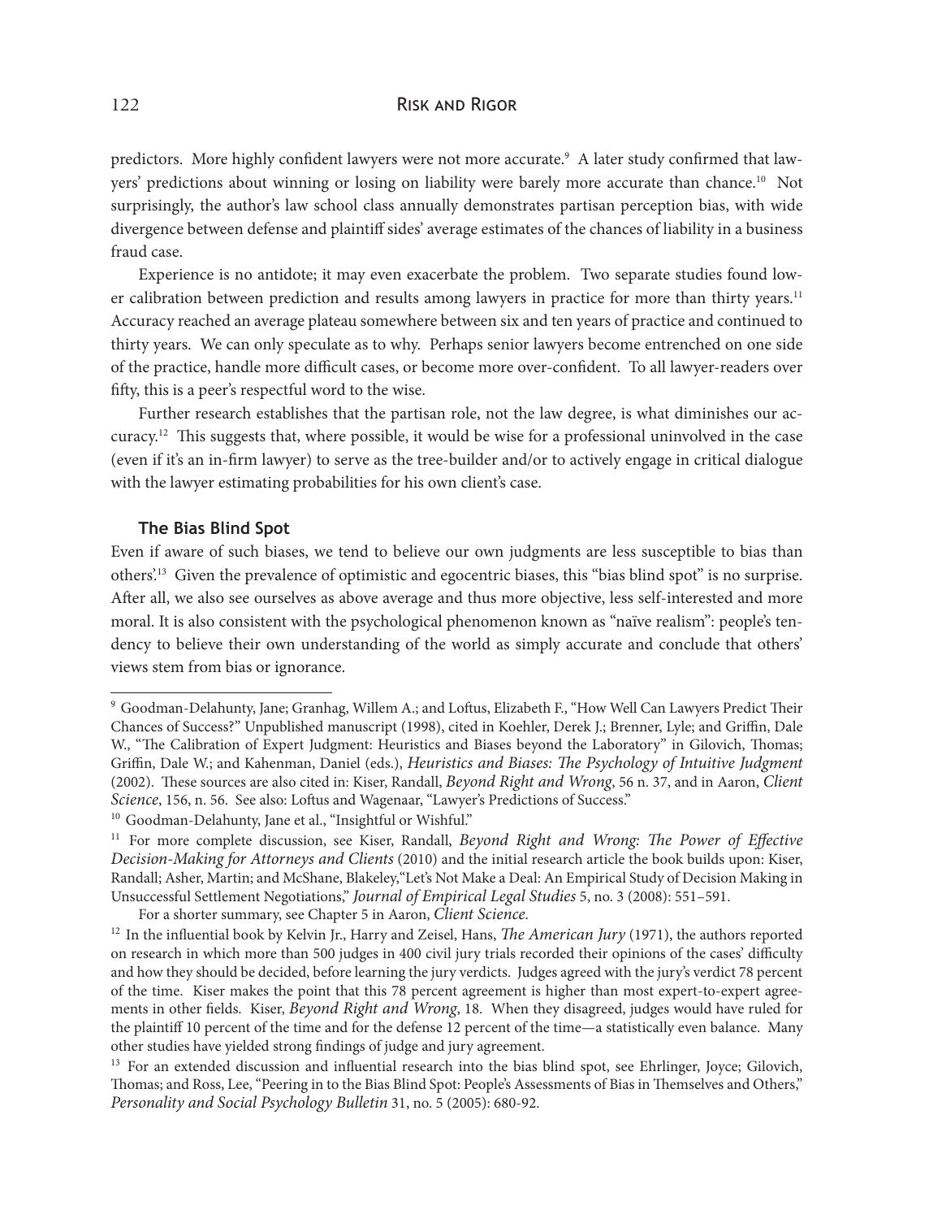predictors. More highly confident lawyers were not more accurate.[9] A later study confirmed that lawyers' predictions about winning or losing on liability were barely more accurate than chance.[10] Not surprisingly, the author's law school class annually demonstrates partisan perception bias, with wide divergence between defense and plaintiff sides' average estimates of the chances of liability in a business fraud case.

Experience is no antidote; it may even exacerbate the problem. Two separate studies found lower calibration between prediction and results among lawyers in practice for more than thirty years.[11] Accuracy reached an average plateau somewhere between six and ten years of practice and continued to thirty years. We can only speculate as to why. Perhaps senior lawyers become entrenched on one side of the practice, handle more difficult cases, or become more over-confident. To all lawyer-readers over fifty, this is a peer's respectful word to the wise.

Further research establishes that the partisan role, not the law degree, is what diminishes our accuracy.[12] This suggests that, where possible, it would be wise for a professional uninvolved in the case (even if it's an in-firm lawyer) to serve as the tree-builder and/or to actively engage in critical dialogue with the lawyer estimating probabilities for his own client's case.

### The Bias Blind Spot

Even if aware of such biases, we tend to believe our own judgments are less susceptible to bias than others'.[13] Given the prevalence of optimistic and egocentric biases, this "bias blind spot" is no surprise. After all, we also see ourselves as above average and thus more objective, less self-interested and more moral. It is also consistent with the psychological phenomenon known as "naïve realism": people's tendency to believe their own understanding of the world as simply accurate and conclude that others' views stem from bias or ignorance.

---

[9] Goodman-Delahunty, Jane; Granhag, Willem A.; and Loftus, Elizabeth F., "How Well Can Lawyers Predict Their Chances of Success?" Unpublished manuscript (1998), cited in Koehler, Derek J.; Brenner, Lyle; and Griffin, Dale W., "The Calibration of Expert Judgment: Heuristics and Biases beyond the Laboratory" in Gilovich, Thomas; Griffin, Dale W.; and Kahenman, Daniel (eds.), *Heuristics and Biases: The Psychology of Intuitive Judgment* (2002). These sources are also cited in: Kiser, Randall, *Beyond Right and Wrong*, 56 n. 37, and in Aaron, *Client Science*, 156, n. 56. See also: Loftus and Wagenaar, "Lawyer's Predictions of Success."

[10] Goodman-Delahunty, Jane et al., "Insightful or Wishful."

[11] For more complete discussion, see Kiser, Randall, *Beyond Right and Wrong: The Power of Effective Decision-Making for Attorneys and Clients* (2010) and the initial research article the book builds upon: Kiser, Randall; Asher, Martin; and McShane, Blakeley,"Let's Not Make a Deal: An Empirical Study of Decision Making in Unsuccessful Settlement Negotiations," *Journal of Empirical Legal Studies* 5, no. 3 (2008): 551–591.

For a shorter summary, see Chapter 5 in Aaron, *Client Science*.

[12] In the influential book by Kelvin Jr., Harry and Zeisel, Hans, *The American Jury* (1971), the authors reported on research in which more than 500 judges in 400 civil jury trials recorded their opinions of the cases' difficulty and how they should be decided, before learning the jury verdicts. Judges agreed with the jury's verdict 78 percent of the time. Kiser makes the point that this 78 percent agreement is higher than most expert-to-expert agreements in other fields. Kiser, *Beyond Right and Wrong*, 18. When they disagreed, judges would have ruled for the plaintiff 10 percent of the time and for the defense 12 percent of the time—a statistically even balance. Many other studies have yielded strong findings of judge and jury agreement.

[13] For an extended discussion and influential research into the bias blind spot, see Ehrlinger, Joyce; Gilovich, Thomas; and Ross, Lee, "Peering in to the Bias Blind Spot: People's Assessments of Bias in Themselves and Others," *Personality and Social Psychology Bulletin* 31, no. 5 (2005): 680-92.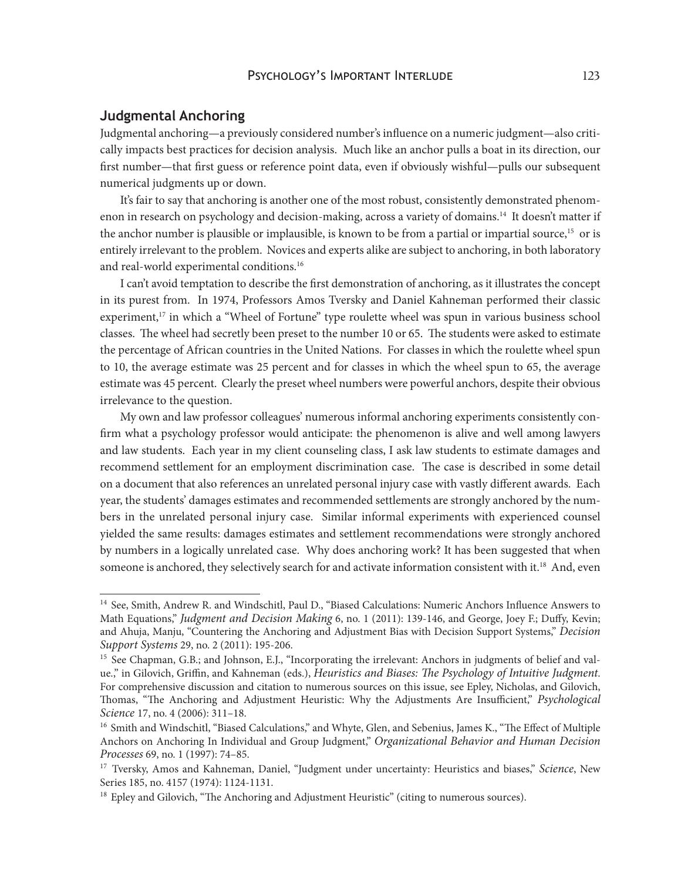## Judgmental Anchoring

Judgmental anchoring—a previously considered number's influence on a numeric judgment—also critically impacts best practices for decision analysis. Much like an anchor pulls a boat in its direction, our first number—that first guess or reference point data, even if obviously wishful—pulls our subsequent numerical judgments up or down.

It's fair to say that anchoring is another one of the most robust, consistently demonstrated phenomenon in research on psychology and decision-making, across a variety of domains.[14] It doesn't matter if the anchor number is plausible or implausible, is known to be from a partial or impartial source,[15] or is entirely irrelevant to the problem. Novices and experts alike are subject to anchoring, in both laboratory and real-world experimental conditions.[16]

I can't avoid temptation to describe the first demonstration of anchoring, as it illustrates the concept in its purest from. In 1974, Professors Amos Tversky and Daniel Kahneman performed their classic experiment,[17] in which a "Wheel of Fortune" type roulette wheel was spun in various business school classes. The wheel had secretly been preset to the number 10 or 65. The students were asked to estimate the percentage of African countries in the United Nations. For classes in which the roulette wheel spun to 10, the average estimate was 25 percent and for classes in which the wheel spun to 65, the average estimate was 45 percent. Clearly the preset wheel numbers were powerful anchors, despite their obvious irrelevance to the question.

My own and law professor colleagues' numerous informal anchoring experiments consistently confirm what a psychology professor would anticipate: the phenomenon is alive and well among lawyers and law students. Each year in my client counseling class, I ask law students to estimate damages and recommend settlement for an employment discrimination case. The case is described in some detail on a document that also references an unrelated personal injury case with vastly different awards. Each year, the students' damages estimates and recommended settlements are strongly anchored by the numbers in the unrelated personal injury case. Similar informal experiments with experienced counsel yielded the same results: damages estimates and settlement recommendations were strongly anchored by numbers in a logically unrelated case. Why does anchoring work? It has been suggested that when someone is anchored, they selectively search for and activate information consistent with it.[18] And, even

---

[14] See, Smith, Andrew R. and Windschitl, Paul D., "Biased Calculations: Numeric Anchors Influence Answers to Math Equations," *Judgment and Decision Making* 6, no. 1 (2011): 139-146, and George, Joey F.; Duffy, Kevin; and Ahuja, Manju, "Countering the Anchoring and Adjustment Bias with Decision Support Systems," *Decision Support Systems* 29, no. 2 (2011): 195-206.

[15] See Chapman, G.B.; and Johnson, E.J., "Incorporating the irrelevant: Anchors in judgments of belief and value.," in Gilovich, Griffin, and Kahneman (eds.), *Heuristics and Biases: The Psychology of Intuitive Judgment.* For comprehensive discussion and citation to numerous sources on this issue, see Epley, Nicholas, and Gilovich, Thomas, "The Anchoring and Adjustment Heuristic: Why the Adjustments Are Insufficient," *Psychological Science* 17, no. 4 (2006): 311–18.

[16] Smith and Windschitl, "Biased Calculations," and Whyte, Glen, and Sebenius, James K., "The Effect of Multiple Anchors on Anchoring In Individual and Group Judgment," *Organizational Behavior and Human Decision Processes* 69, no. 1 (1997): 74–85.

[17] Tversky, Amos and Kahneman, Daniel, "Judgment under uncertainty: Heuristics and biases," *Science*, New Series 185, no. 4157 (1974): 1124-1131.

[18] Epley and Gilovich, "The Anchoring and Adjustment Heuristic" (citing to numerous sources).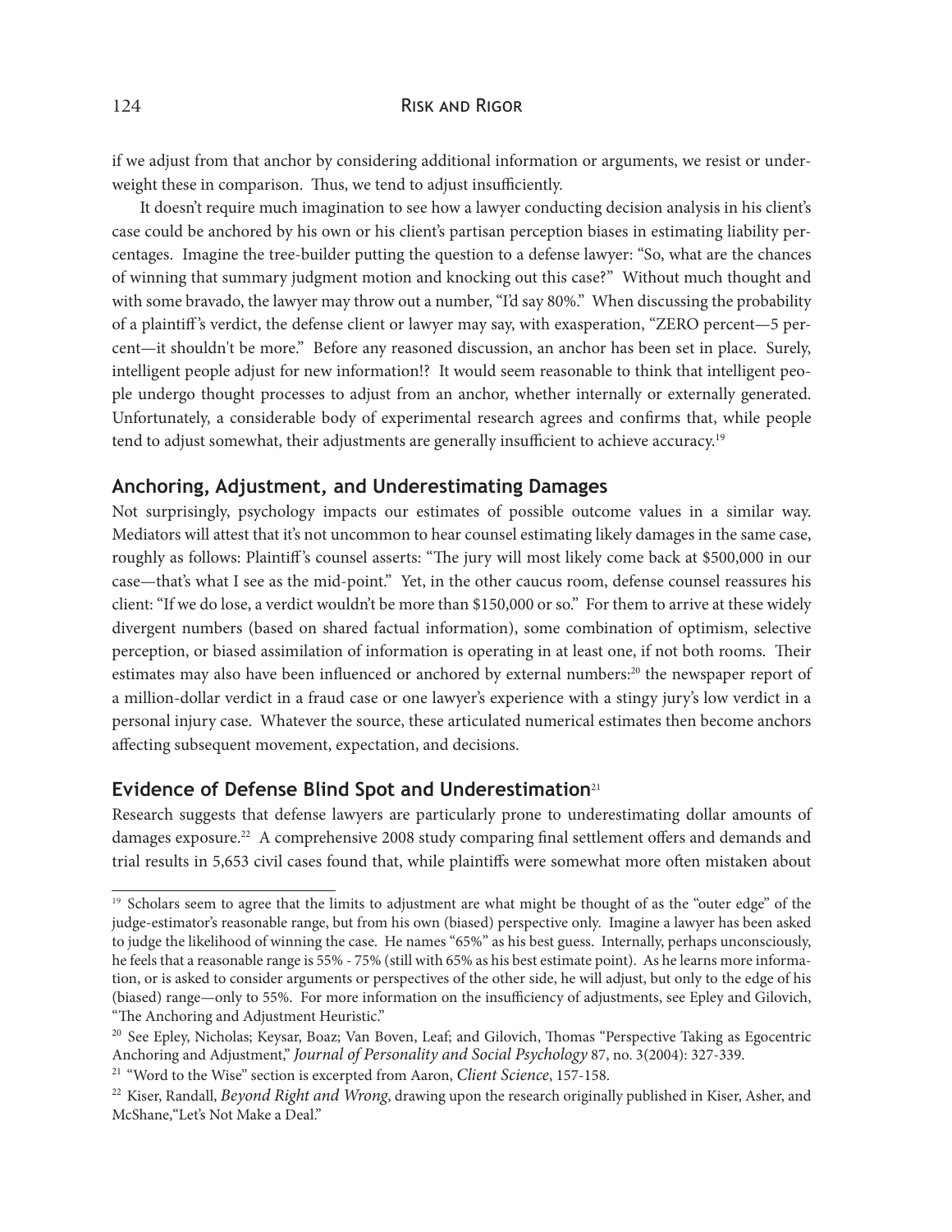if we adjust from that anchor by considering additional information or arguments, we resist or underweight these in comparison. Thus, we tend to adjust insufficiently.

It doesn't require much imagination to see how a lawyer conducting decision analysis in his client's case could be anchored by his own or his client's partisan perception biases in estimating liability percentages. Imagine the tree-builder putting the question to a defense lawyer: "So, what are the chances of winning that summary judgment motion and knocking out this case?" Without much thought and with some bravado, the lawyer may throw out a number, "I'd say 80%." When discussing the probability of a plaintiff's verdict, the defense client or lawyer may say, with exasperation, "ZERO percent—5 percent—it shouldn't be more." Before any reasoned discussion, an anchor has been set in place. Surely, intelligent people adjust for new information!? It would seem reasonable to think that intelligent people undergo thought processes to adjust from an anchor, whether internally or externally generated. Unfortunately, a considerable body of experimental research agrees and confirms that, while people tend to adjust somewhat, their adjustments are generally insufficient to achieve accuracy.[19]

## Anchoring, Adjustment, and Underestimating Damages

Not surprisingly, psychology impacts our estimates of possible outcome values in a similar way. Mediators will attest that it's not uncommon to hear counsel estimating likely damages in the same case, roughly as follows: Plaintiff's counsel asserts: "The jury will most likely come back at $500,000 in our case—that's what I see as the mid-point." Yet, in the other caucus room, defense counsel reassures his client: "If we do lose, a verdict wouldn't be more than $150,000 or so." For them to arrive at these widely divergent numbers (based on shared factual information), some combination of optimism, selective perception, or biased assimilation of information is operating in at least one, if not both rooms. Their estimates may also have been influenced or anchored by external numbers:[20] the newspaper report of a million-dollar verdict in a fraud case or one lawyer's experience with a stingy jury's low verdict in a personal injury case. Whatever the source, these articulated numerical estimates then become anchors affecting subsequent movement, expectation, and decisions.

## Evidence of Defense Blind Spot and Underestimation[21]

Research suggests that defense lawyers are particularly prone to underestimating dollar amounts of damages exposure.[22] A comprehensive 2008 study comparing final settlement offers and demands and trial results in 5,653 civil cases found that, while plaintiffs were somewhat more often mistaken about

---

[19] Scholars seem to agree that the limits to adjustment are what might be thought of as the "outer edge" of the judge-estimator's reasonable range, but from his own (biased) perspective only. Imagine a lawyer has been asked to judge the likelihood of winning the case. He names "65%" as his best guess. Internally, perhaps unconsciously, he feels that a reasonable range is 55% - 75% (still with 65% as his best estimate point). As he learns more information, or is asked to consider arguments or perspectives of the other side, he will adjust, but only to the edge of his (biased) range—only to 55%. For more information on the insufficiency of adjustments, see Epley and Gilovich, "The Anchoring and Adjustment Heuristic."

[20] See Epley, Nicholas; Keysar, Boaz; Van Boven, Leaf; and Gilovich, Thomas "Perspective Taking as Egocentric Anchoring and Adjustment," *Journal of Personality and Social Psychology* 87, no. 3(2004): 327-339.

[21] "Word to the Wise" section is excerpted from Aaron, *Client Science*, 157-158.

[22] Kiser, Randall, *Beyond Right and Wrong*, drawing upon the research originally published in Kiser, Asher, and McShane,"Let's Not Make a Deal."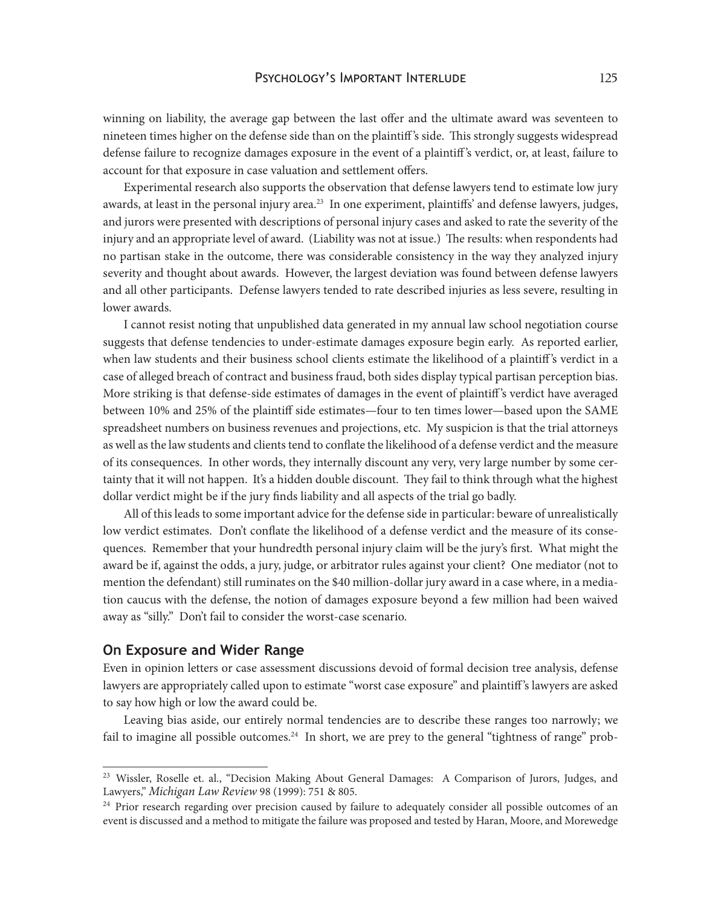winning on liability, the average gap between the last offer and the ultimate award was seventeen to nineteen times higher on the defense side than on the plaintiff's side. This strongly suggests widespread defense failure to recognize damages exposure in the event of a plaintiff's verdict, or, at least, failure to account for that exposure in case valuation and settlement offers.

Experimental research also supports the observation that defense lawyers tend to estimate low jury awards, at least in the personal injury area.[23] In one experiment, plaintiffs' and defense lawyers, judges, and jurors were presented with descriptions of personal injury cases and asked to rate the severity of the injury and an appropriate level of award. (Liability was not at issue.) The results: when respondents had no partisan stake in the outcome, there was considerable consistency in the way they analyzed injury severity and thought about awards. However, the largest deviation was found between defense lawyers and all other participants. Defense lawyers tended to rate described injuries as less severe, resulting in lower awards.

I cannot resist noting that unpublished data generated in my annual law school negotiation course suggests that defense tendencies to under-estimate damages exposure begin early. As reported earlier, when law students and their business school clients estimate the likelihood of a plaintiff's verdict in a case of alleged breach of contract and business fraud, both sides display typical partisan perception bias. More striking is that defense-side estimates of damages in the event of plaintiff's verdict have averaged between 10% and 25% of the plaintiff side estimates—four to ten times lower—based upon the SAME spreadsheet numbers on business revenues and projections, etc. My suspicion is that the trial attorneys as well as the law students and clients tend to conflate the likelihood of a defense verdict and the measure of its consequences. In other words, they internally discount any very, very large number by some certainty that it will not happen. It's a hidden double discount. They fail to think through what the highest dollar verdict might be if the jury finds liability and all aspects of the trial go badly.

All of this leads to some important advice for the defense side in particular: beware of unrealistically low verdict estimates. Don't conflate the likelihood of a defense verdict and the measure of its consequences. Remember that your hundredth personal injury claim will be the jury's first. What might the award be if, against the odds, a jury, judge, or arbitrator rules against your client? One mediator (not to mention the defendant) still ruminates on the $40 million-dollar jury award in a case where, in a mediation caucus with the defense, the notion of damages exposure beyond a few million had been waived away as "silly." Don't fail to consider the worst-case scenario.

### On Exposure and Wider Range

Even in opinion letters or case assessment discussions devoid of formal decision tree analysis, defense lawyers are appropriately called upon to estimate "worst case exposure" and plaintiff's lawyers are asked to say how high or low the award could be.

Leaving bias aside, our entirely normal tendencies are to describe these ranges too narrowly; we fail to imagine all possible outcomes.[24] In short, we are prey to the general "tightness of range" prob-

---

[23] Wissler, Roselle et. al., "Decision Making About General Damages: A Comparison of Jurors, Judges, and Lawyers," *Michigan Law Review* 98 (1999): 751 & 805.

[24] Prior research regarding over precision caused by failure to adequately consider all possible outcomes of an event is discussed and a method to mitigate the failure was proposed and tested by Haran, Moore, and Morewedge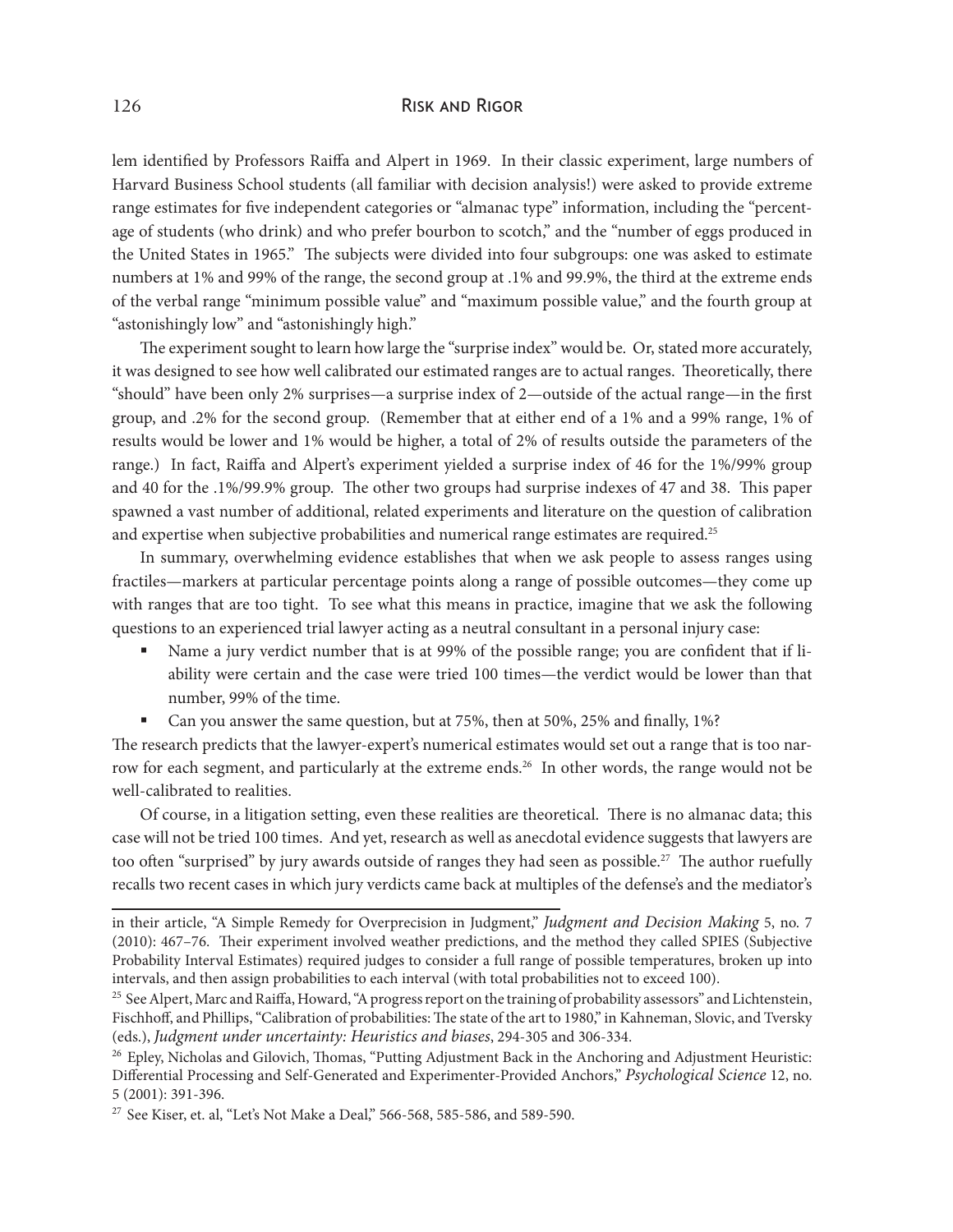lem identified by Professors Raiffa and Alpert in 1969. In their classic experiment, large numbers of Harvard Business School students (all familiar with decision analysis!) were asked to provide extreme range estimates for five independent categories or "almanac type" information, including the "percentage of students (who drink) and who prefer bourbon to scotch," and the "number of eggs produced in the United States in 1965." The subjects were divided into four subgroups: one was asked to estimate numbers at 1% and 99% of the range, the second group at .1% and 99.9%, the third at the extreme ends of the verbal range "minimum possible value" and "maximum possible value," and the fourth group at "astonishingly low" and "astonishingly high."

The experiment sought to learn how large the "surprise index" would be. Or, stated more accurately, it was designed to see how well calibrated our estimated ranges are to actual ranges. Theoretically, there "should" have been only 2% surprises—a surprise index of 2—outside of the actual range—in the first group, and .2% for the second group. (Remember that at either end of a 1% and a 99% range, 1% of results would be lower and 1% would be higher, a total of 2% of results outside the parameters of the range.) In fact, Raiffa and Alpert's experiment yielded a surprise index of 46 for the 1%/99% group and 40 for the .1%/99.9% group. The other two groups had surprise indexes of 47 and 38. This paper spawned a vast number of additional, related experiments and literature on the question of calibration and expertise when subjective probabilities and numerical range estimates are required.[25]

In summary, overwhelming evidence establishes that when we ask people to assess ranges using fractiles—markers at particular percentage points along a range of possible outcomes—they come up with ranges that are too tight. To see what this means in practice, imagine that we ask the following questions to an experienced trial lawyer acting as a neutral consultant in a personal injury case:

- Name a jury verdict number that is at 99% of the possible range; you are confident that if liability were certain and the case were tried 100 times—the verdict would be lower than that number, 99% of the time.
- Can you answer the same question, but at 75%, then at 50%, 25% and finally, 1%?

The research predicts that the lawyer-expert's numerical estimates would set out a range that is too narrow for each segment, and particularly at the extreme ends.[26] In other words, the range would not be well-calibrated to realities.

Of course, in a litigation setting, even these realities are theoretical. There is no almanac data; this case will not be tried 100 times. And yet, research as well as anecdotal evidence suggests that lawyers are too often "surprised" by jury awards outside of ranges they had seen as possible.[27] The author ruefully recalls two recent cases in which jury verdicts came back at multiples of the defense's and the mediator's

---

in their article, "A Simple Remedy for Overprecision in Judgment," *Judgment and Decision Making* 5, no. 7 (2010): 467–76. Their experiment involved weather predictions, and the method they called SPIES (Subjective Probability Interval Estimates) required judges to consider a full range of possible temperatures, broken up into intervals, and then assign probabilities to each interval (with total probabilities not to exceed 100).

[25] See Alpert, Marc and Raiffa, Howard, "A progress report on the training of probability assessors" and Lichtenstein, Fischhoff, and Phillips, "Calibration of probabilities: The state of the art to 1980," in Kahneman, Slovic, and Tversky (eds.), *Judgment under uncertainty: Heuristics and biases*, 294-305 and 306-334.

[26] Epley, Nicholas and Gilovich, Thomas, "Putting Adjustment Back in the Anchoring and Adjustment Heuristic: Differential Processing and Self-Generated and Experimenter-Provided Anchors," *Psychological Science* 12, no. 5 (2001): 391-396.

[27] See Kiser, et. al, "Let's Not Make a Deal," 566-568, 585-586, and 589-590.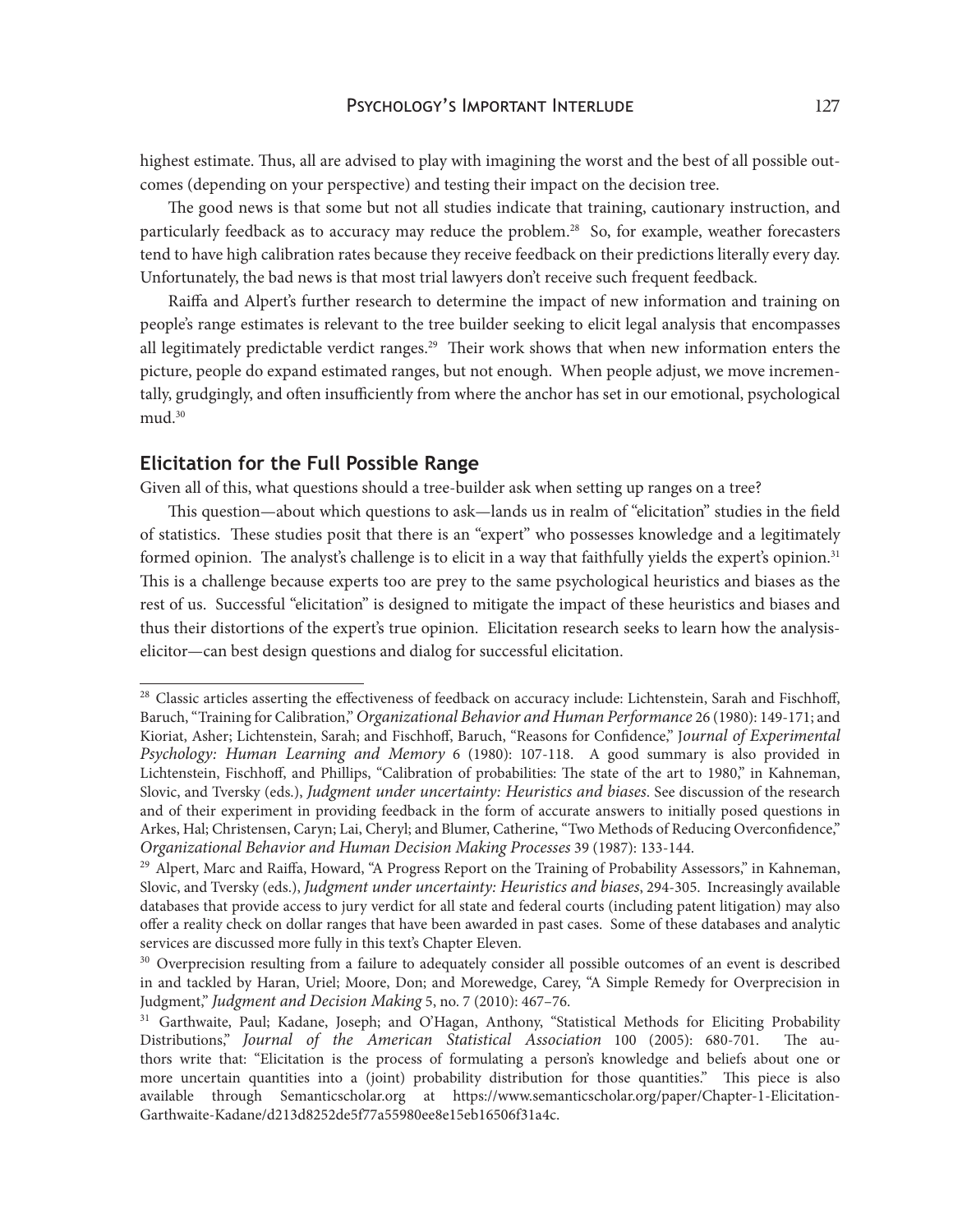highest estimate. Thus, all are advised to play with imagining the worst and the best of all possible outcomes (depending on your perspective) and testing their impact on the decision tree.

The good news is that some but not all studies indicate that training, cautionary instruction, and particularly feedback as to accuracy may reduce the problem.[28] So, for example, weather forecasters tend to have high calibration rates because they receive feedback on their predictions literally every day. Unfortunately, the bad news is that most trial lawyers don't receive such frequent feedback.

Raiffa and Alpert's further research to determine the impact of new information and training on people's range estimates is relevant to the tree builder seeking to elicit legal analysis that encompasses all legitimately predictable verdict ranges.[29] Their work shows that when new information enters the picture, people do expand estimated ranges, but not enough. When people adjust, we move incrementally, grudgingly, and often insufficiently from where the anchor has set in our emotional, psychological mud.[30]

## Elicitation for the Full Possible Range

Given all of this, what questions should a tree-builder ask when setting up ranges on a tree?

This question—about which questions to ask—lands us in realm of "elicitation" studies in the field of statistics. These studies posit that there is an "expert" who possesses knowledge and a legitimately formed opinion. The analyst's challenge is to elicit in a way that faithfully yields the expert's opinion.[31] This is a challenge because experts too are prey to the same psychological heuristics and biases as the rest of us. Successful "elicitation" is designed to mitigate the impact of these heuristics and biases and thus their distortions of the expert's true opinion. Elicitation research seeks to learn how the analysis-elicitor—can best design questions and dialog for successful elicitation.

---

[28] Classic articles asserting the effectiveness of feedback on accuracy include: Lichtenstein, Sarah and Fischhoff, Baruch, "Training for Calibration," *Organizational Behavior and Human Performance* 26 (1980): 149-171; and Kioriat, Asher; Lichtenstein, Sarah; and Fischhoff, Baruch, "Reasons for Confidence," *Journal of Experimental Psychology: Human Learning and Memory* 6 (1980): 107-118. A good summary is also provided in Lichtenstein, Fischhoff, and Phillips, "Calibration of probabilities: The state of the art to 1980," in Kahneman, Slovic, and Tversky (eds.), *Judgment under uncertainty: Heuristics and biases*. See discussion of the research and of their experiment in providing feedback in the form of accurate answers to initially posed questions in Arkes, Hal; Christensen, Caryn; Lai, Cheryl; and Blumer, Catherine, "Two Methods of Reducing Overconfidence," *Organizational Behavior and Human Decision Making Processes* 39 (1987): 133-144.

[29] Alpert, Marc and Raiffa, Howard, "A Progress Report on the Training of Probability Assessors," in Kahneman, Slovic, and Tversky (eds.), *Judgment under uncertainty: Heuristics and biases*, 294-305. Increasingly available databases that provide access to jury verdict for all state and federal courts (including patent litigation) may also offer a reality check on dollar ranges that have been awarded in past cases. Some of these databases and analytic services are discussed more fully in this text's Chapter Eleven.

[30] Overprecision resulting from a failure to adequately consider all possible outcomes of an event is described in and tackled by Haran, Uriel; Moore, Don; and Morewedge, Carey, "A Simple Remedy for Overprecision in Judgment," *Judgment and Decision Making* 5, no. 7 (2010): 467–76.

[31] Garthwaite, Paul; Kadane, Joseph; and O'Hagan, Anthony, "Statistical Methods for Eliciting Probability Distributions," *Journal of the American Statistical Association* 100 (2005): 680-701. The authors write that: "Elicitation is the process of formulating a person's knowledge and beliefs about one or more uncertain quantities into a (joint) probability distribution for those quantities." This piece is also available through Semanticscholar.org at https://www.semanticscholar.org/paper/Chapter-1-Elicitation-Garthwaite-Kadane/d213d8252de5f77a55980ee8e15eb16506f31a4c.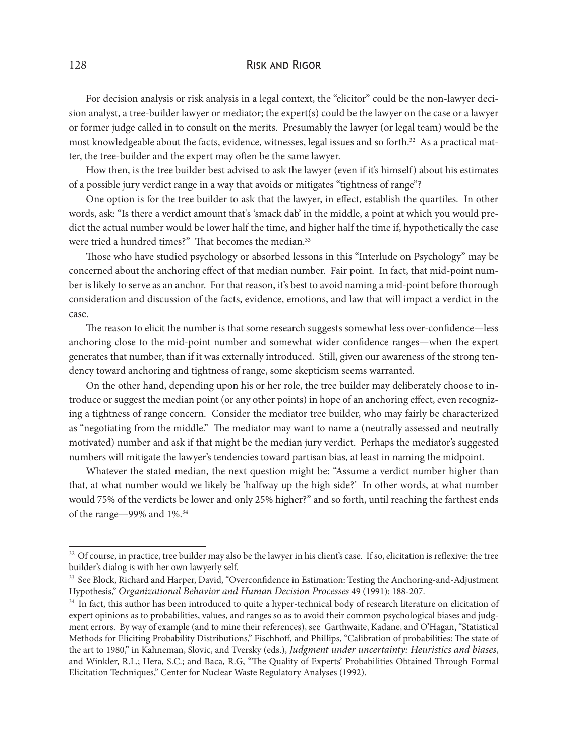For decision analysis or risk analysis in a legal context, the "elicitor" could be the non-lawyer decision analyst, a tree-builder lawyer or mediator; the expert(s) could be the lawyer on the case or a lawyer or former judge called in to consult on the merits. Presumably the lawyer (or legal team) would be the most knowledgeable about the facts, evidence, witnesses, legal issues and so forth.[32] As a practical matter, the tree-builder and the expert may often be the same lawyer.

How then, is the tree builder best advised to ask the lawyer (even if it's himself) about his estimates of a possible jury verdict range in a way that avoids or mitigates "tightness of range"?

One option is for the tree builder to ask that the lawyer, in effect, establish the quartiles. In other words, ask: "Is there a verdict amount that's 'smack dab' in the middle, a point at which you would predict the actual number would be lower half the time, and higher half the time if, hypothetically the case were tried a hundred times?" That becomes the median.[33]

Those who have studied psychology or absorbed lessons in this "Interlude on Psychology" may be concerned about the anchoring effect of that median number. Fair point. In fact, that mid-point number is likely to serve as an anchor. For that reason, it's best to avoid naming a mid-point before thorough consideration and discussion of the facts, evidence, emotions, and law that will impact a verdict in the case.

The reason to elicit the number is that some research suggests somewhat less over-confidence—less anchoring close to the mid-point number and somewhat wider confidence ranges—when the expert generates that number, than if it was externally introduced. Still, given our awareness of the strong tendency toward anchoring and tightness of range, some skepticism seems warranted.

On the other hand, depending upon his or her role, the tree builder may deliberately choose to introduce or suggest the median point (or any other points) in hope of an anchoring effect, even recognizing a tightness of range concern. Consider the mediator tree builder, who may fairly be characterized as "negotiating from the middle." The mediator may want to name a (neutrally assessed and neutrally motivated) number and ask if that might be the median jury verdict. Perhaps the mediator's suggested numbers will mitigate the lawyer's tendencies toward partisan bias, at least in naming the midpoint.

Whatever the stated median, the next question might be: "Assume a verdict number higher than that, at what number would we likely be 'halfway up the high side?' In other words, at what number would 75% of the verdicts be lower and only 25% higher?" and so forth, until reaching the farthest ends of the range—99% and 1%.[34]

---

[32] Of course, in practice, tree builder may also be the lawyer in his client's case. If so, elicitation is reflexive: the tree builder's dialog is with her own lawyerly self.

[33] See Block, Richard and Harper, David, "Overconfidence in Estimation: Testing the Anchoring-and-Adjustment Hypothesis," *Organizational Behavior and Human Decision Processes* 49 (1991): 188-207.

[34] In fact, this author has been introduced to quite a hyper-technical body of research literature on elicitation of expert opinions as to probabilities, values, and ranges so as to avoid their common psychological biases and judgment errors. By way of example (and to mine their references), see Garthwaite, Kadane, and O'Hagan, "Statistical Methods for Eliciting Probability Distributions," Fischhoff, and Phillips, "Calibration of probabilities: The state of the art to 1980," in Kahneman, Slovic, and Tversky (eds.), *Judgment under uncertainty: Heuristics and biases*, and Winkler, R.L.; Hera, S.C.; and Baca, R.G, "The Quality of Experts' Probabilities Obtained Through Formal Elicitation Techniques," Center for Nuclear Waste Regulatory Analyses (1992).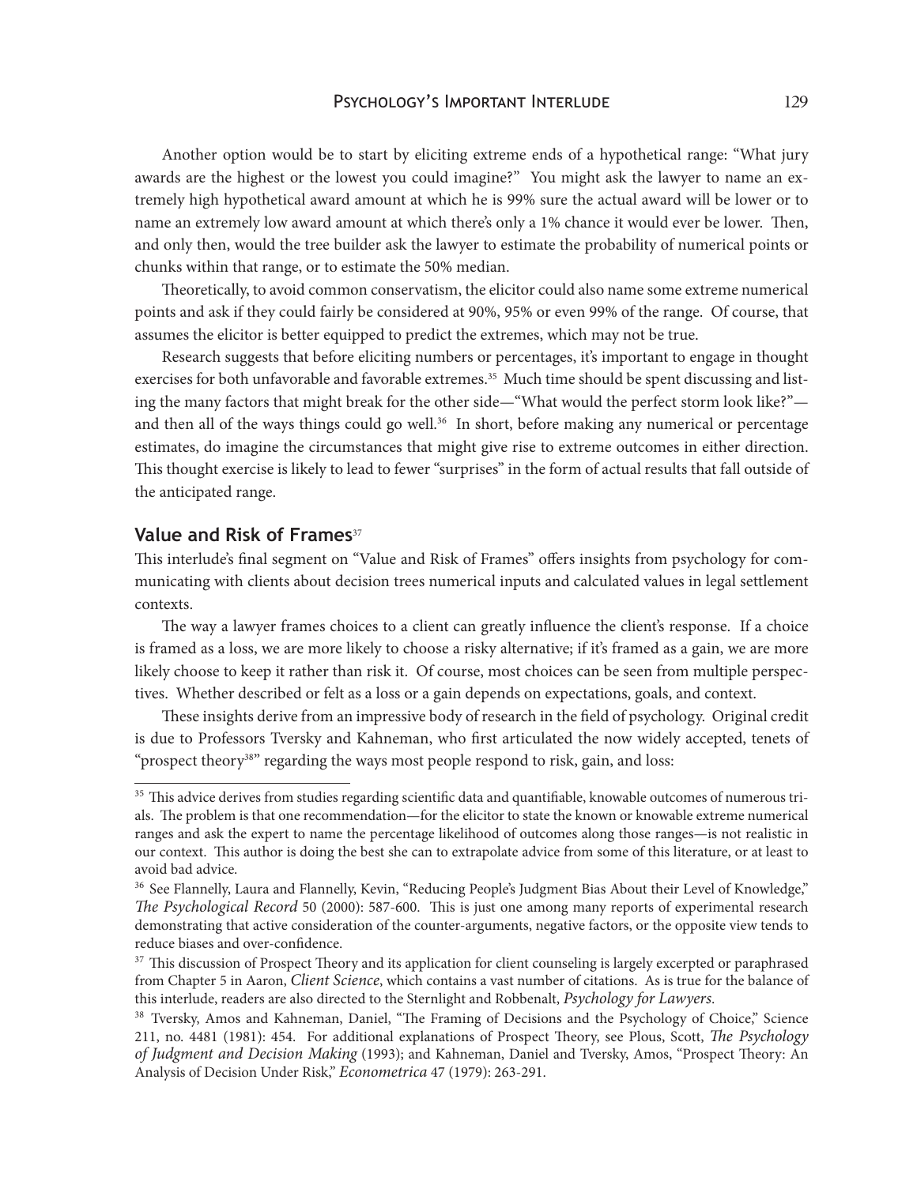Another option would be to start by eliciting extreme ends of a hypothetical range: "What jury awards are the highest or the lowest you could imagine?" You might ask the lawyer to name an extremely high hypothetical award amount at which he is 99% sure the actual award will be lower or to name an extremely low award amount at which there's only a 1% chance it would ever be lower. Then, and only then, would the tree builder ask the lawyer to estimate the probability of numerical points or chunks within that range, or to estimate the 50% median.

Theoretically, to avoid common conservatism, the elicitor could also name some extreme numerical points and ask if they could fairly be considered at 90%, 95% or even 99% of the range. Of course, that assumes the elicitor is better equipped to predict the extremes, which may not be true.

Research suggests that before eliciting numbers or percentages, it's important to engage in thought exercises for both unfavorable and favorable extremes.[35] Much time should be spent discussing and listing the many factors that might break for the other side—"What would the perfect storm look like?"—and then all of the ways things could go well.[36] In short, before making any numerical or percentage estimates, do imagine the circumstances that might give rise to extreme outcomes in either direction. This thought exercise is likely to lead to fewer "surprises" in the form of actual results that fall outside of the anticipated range.

## Value and Risk of Frames[37]

This interlude's final segment on "Value and Risk of Frames" offers insights from psychology for communicating with clients about decision trees numerical inputs and calculated values in legal settlement contexts.

The way a lawyer frames choices to a client can greatly influence the client's response. If a choice is framed as a loss, we are more likely to choose a risky alternative; if it's framed as a gain, we are more likely choose to keep it rather than risk it. Of course, most choices can be seen from multiple perspectives. Whether described or felt as a loss or a gain depends on expectations, goals, and context.

These insights derive from an impressive body of research in the field of psychology. Original credit is due to Professors Tversky and Kahneman, who first articulated the now widely accepted, tenets of "prospect theory[38]" regarding the ways most people respond to risk, gain, and loss:

---

[35] This advice derives from studies regarding scientific data and quantifiable, knowable outcomes of numerous trials. The problem is that one recommendation—for the elicitor to state the known or knowable extreme numerical ranges and ask the expert to name the percentage likelihood of outcomes along those ranges—is not realistic in our context. This author is doing the best she can to extrapolate advice from some of this literature, or at least to avoid bad advice.

[36] See Flannelly, Laura and Flannelly, Kevin, "Reducing People's Judgment Bias About their Level of Knowledge," *The Psychological Record* 50 (2000): 587-600. This is just one among many reports of experimental research demonstrating that active consideration of the counter-arguments, negative factors, or the opposite view tends to reduce biases and over-confidence.

[37] This discussion of Prospect Theory and its application for client counseling is largely excerpted or paraphrased from Chapter 5 in Aaron, *Client Science*, which contains a vast number of citations. As is true for the balance of this interlude, readers are also directed to the Sternlight and Robbenalt, *Psychology for Lawyers.*

[38] Tversky, Amos and Kahneman, Daniel, "The Framing of Decisions and the Psychology of Choice," Science 211, no. 4481 (1981): 454. For additional explanations of Prospect Theory, see Plous, Scott, *The Psychology of Judgment and Decision Making* (1993); and Kahneman, Daniel and Tversky, Amos, "Prospect Theory: An Analysis of Decision Under Risk," *Econometrica* 47 (1979): 263-291.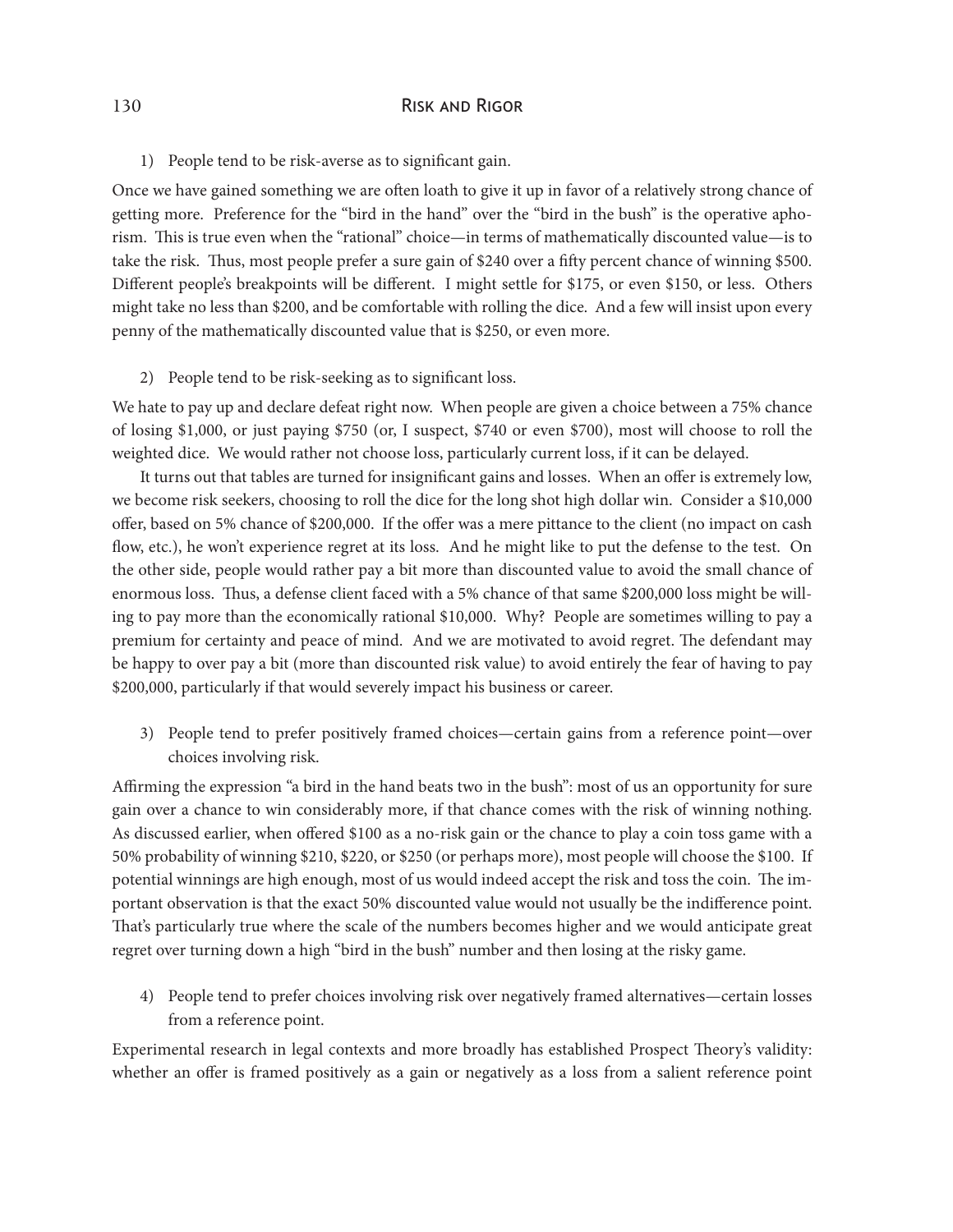1) People tend to be risk-averse as to significant gain.

Once we have gained something we are often loath to give it up in favor of a relatively strong chance of getting more. Preference for the "bird in the hand" over the "bird in the bush" is the operative aphorism. This is true even when the "rational" choice—in terms of mathematically discounted value—is to take the risk. Thus, most people prefer a sure gain of $240 over a fifty percent chance of winning $500. Different people's breakpoints will be different. I might settle for $175, or even $150, or less. Others might take no less than $200, and be comfortable with rolling the dice. And a few will insist upon every penny of the mathematically discounted value that is $250, or even more.

2) People tend to be risk-seeking as to significant loss.

We hate to pay up and declare defeat right now. When people are given a choice between a 75% chance of losing $1,000, or just paying $750 (or, I suspect, $740 or even $700), most will choose to roll the weighted dice. We would rather not choose loss, particularly current loss, if it can be delayed.

It turns out that tables are turned for insignificant gains and losses. When an offer is extremely low, we become risk seekers, choosing to roll the dice for the long shot high dollar win. Consider a $10,000 offer, based on 5% chance of $200,000. If the offer was a mere pittance to the client (no impact on cash flow, etc.), he won't experience regret at its loss. And he might like to put the defense to the test. On the other side, people would rather pay a bit more than discounted value to avoid the small chance of enormous loss. Thus, a defense client faced with a 5% chance of that same $200,000 loss might be willing to pay more than the economically rational $10,000. Why? People are sometimes willing to pay a premium for certainty and peace of mind. And we are motivated to avoid regret. The defendant may be happy to over pay a bit (more than discounted risk value) to avoid entirely the fear of having to pay $200,000, particularly if that would severely impact his business or career.

3) People tend to prefer positively framed choices—certain gains from a reference point—over choices involving risk.

Affirming the expression "a bird in the hand beats two in the bush": most of us an opportunity for sure gain over a chance to win considerably more, if that chance comes with the risk of winning nothing. As discussed earlier, when offered $100 as a no-risk gain or the chance to play a coin toss game with a 50% probability of winning $210, $220, or $250 (or perhaps more), most people will choose the $100. If potential winnings are high enough, most of us would indeed accept the risk and toss the coin. The important observation is that the exact 50% discounted value would not usually be the indifference point. That's particularly true where the scale of the numbers becomes higher and we would anticipate great regret over turning down a high "bird in the bush" number and then losing at the risky game.

4) People tend to prefer choices involving risk over negatively framed alternatives—certain losses from a reference point.

Experimental research in legal contexts and more broadly has established Prospect Theory's validity: whether an offer is framed positively as a gain or negatively as a loss from a salient reference point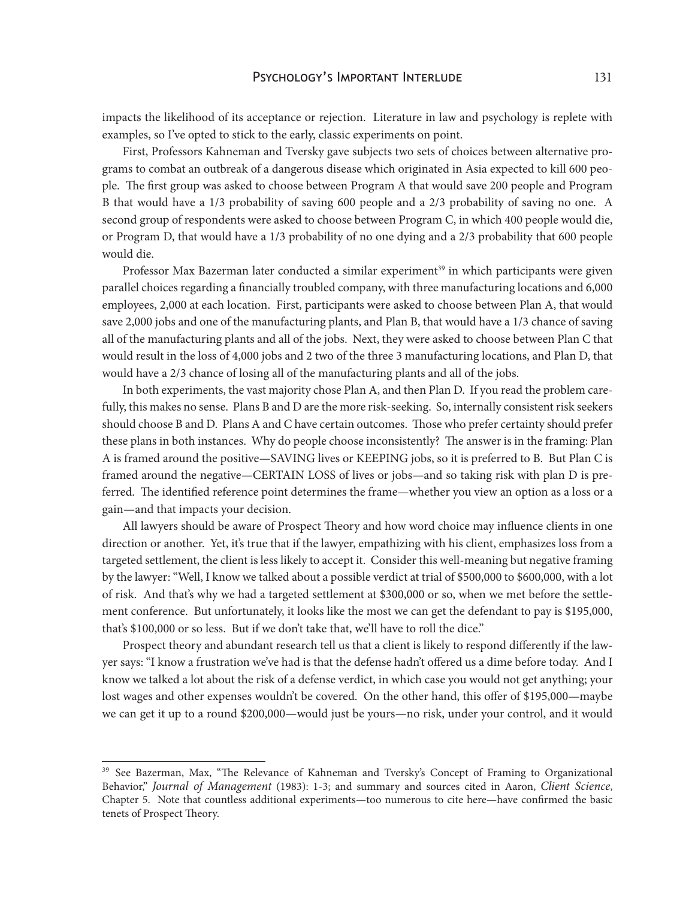impacts the likelihood of its acceptance or rejection. Literature in law and psychology is replete with examples, so I've opted to stick to the early, classic experiments on point.

First, Professors Kahneman and Tversky gave subjects two sets of choices between alternative programs to combat an outbreak of a dangerous disease which originated in Asia expected to kill 600 people. The first group was asked to choose between Program A that would save 200 people and Program B that would have a 1/3 probability of saving 600 people and a 2/3 probability of saving no one. A second group of respondents were asked to choose between Program C, in which 400 people would die, or Program D, that would have a 1/3 probability of no one dying and a 2/3 probability that 600 people would die.

Professor Max Bazerman later conducted a similar experiment[39] in which participants were given parallel choices regarding a financially troubled company, with three manufacturing locations and 6,000 employees, 2,000 at each location. First, participants were asked to choose between Plan A, that would save 2,000 jobs and one of the manufacturing plants, and Plan B, that would have a 1/3 chance of saving all of the manufacturing plants and all of the jobs. Next, they were asked to choose between Plan C that would result in the loss of 4,000 jobs and 2 two of the three 3 manufacturing locations, and Plan D, that would have a 2/3 chance of losing all of the manufacturing plants and all of the jobs.

In both experiments, the vast majority chose Plan A, and then Plan D. If you read the problem carefully, this makes no sense. Plans B and D are the more risk-seeking. So, internally consistent risk seekers should choose B and D. Plans A and C have certain outcomes. Those who prefer certainty should prefer these plans in both instances. Why do people choose inconsistently? The answer is in the framing: Plan A is framed around the positive—SAVING lives or KEEPING jobs, so it is preferred to B. But Plan C is framed around the negative—CERTAIN LOSS of lives or jobs—and so taking risk with plan D is preferred. The identified reference point determines the frame—whether you view an option as a loss or a gain—and that impacts your decision.

All lawyers should be aware of Prospect Theory and how word choice may influence clients in one direction or another. Yet, it's true that if the lawyer, empathizing with his client, emphasizes loss from a targeted settlement, the client is less likely to accept it. Consider this well-meaning but negative framing by the lawyer: "Well, I know we talked about a possible verdict at trial of $500,000 to $600,000, with a lot of risk. And that's why we had a targeted settlement at $300,000 or so, when we met before the settlement conference. But unfortunately, it looks like the most we can get the defendant to pay is $195,000, that's $100,000 or so less. But if we don't take that, we'll have to roll the dice."

Prospect theory and abundant research tell us that a client is likely to respond differently if the lawyer says: "I know a frustration we've had is that the defense hadn't offered us a dime before today. And I know we talked a lot about the risk of a defense verdict, in which case you would not get anything; your lost wages and other expenses wouldn't be covered. On the other hand, this offer of $195,000—maybe we can get it up to a round $200,000—would just be yours—no risk, under your control, and it would

---

[39] See Bazerman, Max, "The Relevance of Kahneman and Tversky's Concept of Framing to Organizational Behavior," *Journal of Management* (1983): 1-3; and summary and sources cited in Aaron, *Client Science*, Chapter 5. Note that countless additional experiments—too numerous to cite here—have confirmed the basic tenets of Prospect Theory.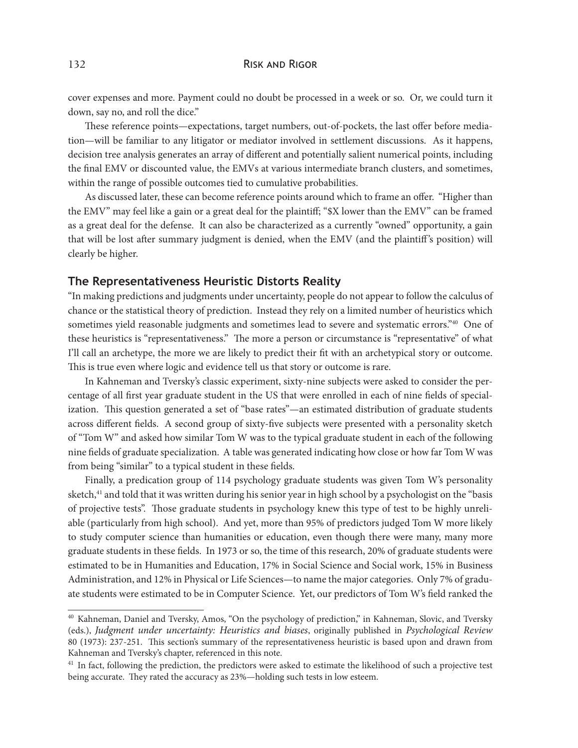cover expenses and more. Payment could no doubt be processed in a week or so. Or, we could turn it down, say no, and roll the dice."

These reference points—expectations, target numbers, out-of-pockets, the last offer before mediation—will be familiar to any litigator or mediator involved in settlement discussions. As it happens, decision tree analysis generates an array of different and potentially salient numerical points, including the final EMV or discounted value, the EMVs at various intermediate branch clusters, and sometimes, within the range of possible outcomes tied to cumulative probabilities.

As discussed later, these can become reference points around which to frame an offer. "Higher than the EMV" may feel like a gain or a great deal for the plaintiff; "$X lower than the EMV" can be framed as a great deal for the defense. It can also be characterized as a currently "owned" opportunity, a gain that will be lost after summary judgment is denied, when the EMV (and the plaintiff's position) will clearly be higher.

## The Representativeness Heuristic Distorts Reality

"In making predictions and judgments under uncertainty, people do not appear to follow the calculus of chance or the statistical theory of prediction. Instead they rely on a limited number of heuristics which sometimes yield reasonable judgments and sometimes lead to severe and systematic errors."[40] One of these heuristics is "representativeness." The more a person or circumstance is "representative" of what I'll call an archetype, the more we are likely to predict their fit with an archetypical story or outcome. This is true even where logic and evidence tell us that story or outcome is rare.

In Kahneman and Tversky's classic experiment, sixty-nine subjects were asked to consider the percentage of all first year graduate student in the US that were enrolled in each of nine fields of specialization. This question generated a set of "base rates"—an estimated distribution of graduate students across different fields. A second group of sixty-five subjects were presented with a personality sketch of "Tom W" and asked how similar Tom W was to the typical graduate student in each of the following nine fields of graduate specialization. A table was generated indicating how close or how far Tom W was from being "similar" to a typical student in these fields.

Finally, a predication group of 114 psychology graduate students was given Tom W's personality sketch,[41] and told that it was written during his senior year in high school by a psychologist on the "basis of projective tests". Those graduate students in psychology knew this type of test to be highly unreliable (particularly from high school). And yet, more than 95% of predictors judged Tom W more likely to study computer science than humanities or education, even though there were many, many more graduate students in these fields. In 1973 or so, the time of this research, 20% of graduate students were estimated to be in Humanities and Education, 17% in Social Science and Social work, 15% in Business Administration, and 12% in Physical or Life Sciences—to name the major categories. Only 7% of graduate students were estimated to be in Computer Science. Yet, our predictors of Tom W's field ranked the

---

[40] Kahneman, Daniel and Tversky, Amos, "On the psychology of prediction," in Kahneman, Slovic, and Tversky (eds.), *Judgment under uncertainty: Heuristics and biases*, originally published in *Psychological Review* 80 (1973): 237-251. This section's summary of the representativeness heuristic is based upon and drawn from Kahneman and Tversky's chapter, referenced in this note.

[41] In fact, following the prediction, the predictors were asked to estimate the likelihood of such a projective test being accurate. They rated the accuracy as 23%—holding such tests in low esteem.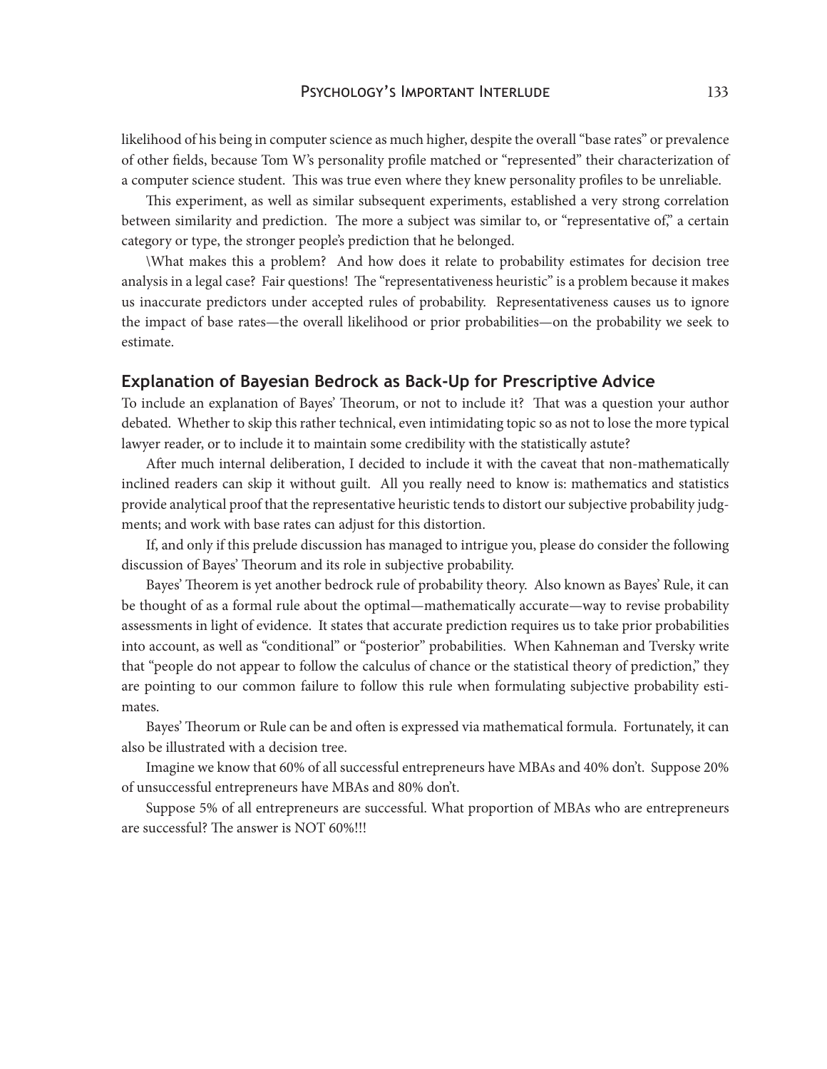likelihood of his being in computer science as much higher, despite the overall "base rates" or prevalence of other fields, because Tom W's personality profile matched or "represented" their characterization of a computer science student. This was true even where they knew personality profiles to be unreliable.

This experiment, as well as similar subsequent experiments, established a very strong correlation between similarity and prediction. The more a subject was similar to, or "representative of," a certain category or type, the stronger people's prediction that he belonged.

\What makes this a problem? And how does it relate to probability estimates for decision tree analysis in a legal case? Fair questions! The "representativeness heuristic" is a problem because it makes us inaccurate predictors under accepted rules of probability. Representativeness causes us to ignore the impact of base rates—the overall likelihood or prior probabilities—on the probability we seek to estimate.

## Explanation of Bayesian Bedrock as Back-Up for Prescriptive Advice

To include an explanation of Bayes' Theorum, or not to include it? That was a question your author debated. Whether to skip this rather technical, even intimidating topic so as not to lose the more typical lawyer reader, or to include it to maintain some credibility with the statistically astute?

After much internal deliberation, I decided to include it with the caveat that non-mathematically inclined readers can skip it without guilt. All you really need to know is: mathematics and statistics provide analytical proof that the representative heuristic tends to distort our subjective probability judgments; and work with base rates can adjust for this distortion.

If, and only if this prelude discussion has managed to intrigue you, please do consider the following discussion of Bayes' Theorum and its role in subjective probability.

Bayes' Theorem is yet another bedrock rule of probability theory. Also known as Bayes' Rule, it can be thought of as a formal rule about the optimal—mathematically accurate—way to revise probability assessments in light of evidence. It states that accurate prediction requires us to take prior probabilities into account, as well as "conditional" or "posterior" probabilities. When Kahneman and Tversky write that "people do not appear to follow the calculus of chance or the statistical theory of prediction," they are pointing to our common failure to follow this rule when formulating subjective probability estimates.

Bayes' Theorum or Rule can be and often is expressed via mathematical formula. Fortunately, it can also be illustrated with a decision tree.

Imagine we know that 60% of all successful entrepreneurs have MBAs and 40% don't. Suppose 20% of unsuccessful entrepreneurs have MBAs and 80% don't.

Suppose 5% of all entrepreneurs are successful. What proportion of MBAs who are entrepreneurs are successful? The answer is NOT 60%!!!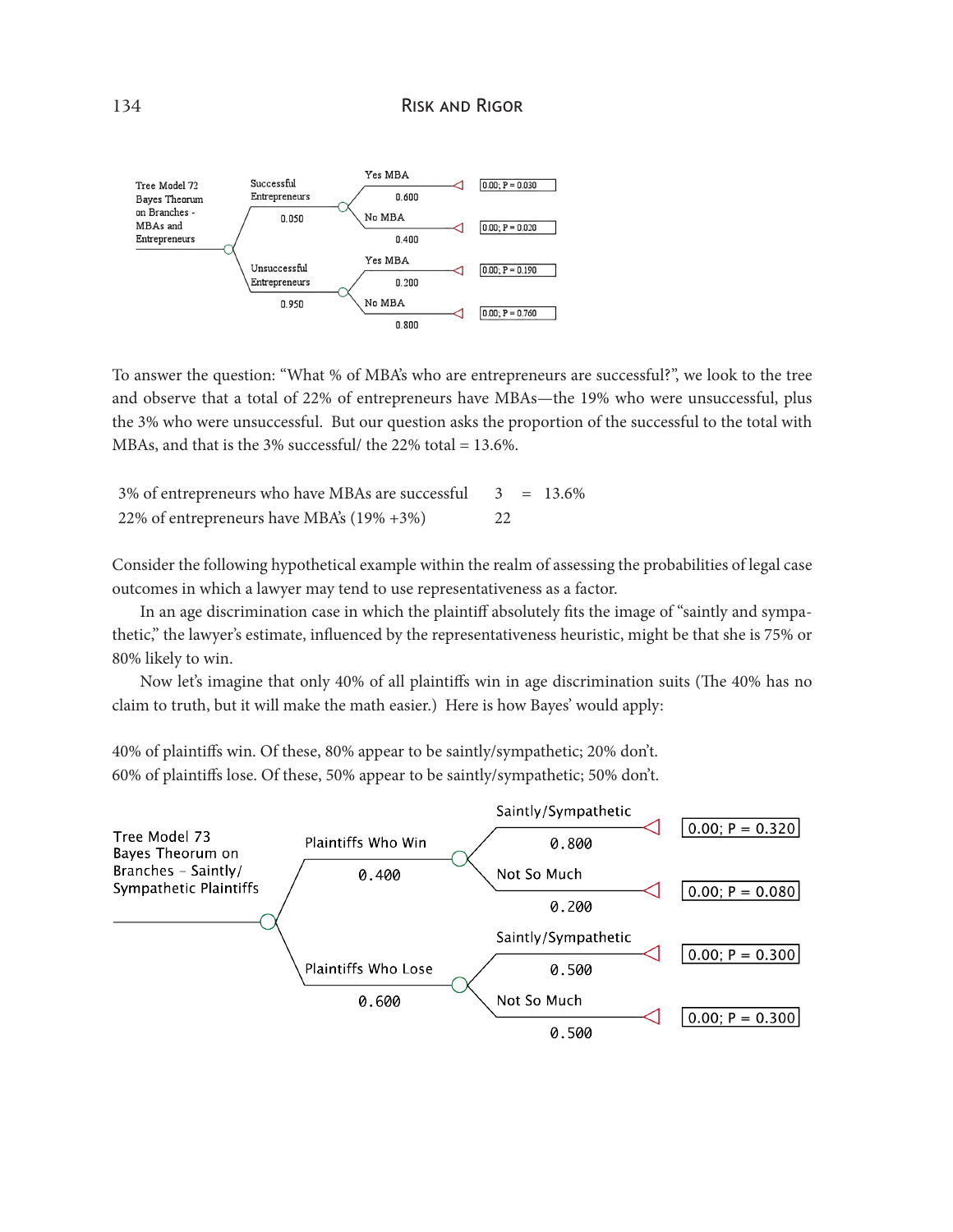Tree Model 72
Bayes Theorum on Branches - MBAs and Entrepreneurs

- Successful Entrepreneurs 0.050
  - Yes MBA 0.600 — 0.00; P = 0.030
  - No MBA 0.400 — 0.00; P = 0.020
- Unsuccessful Entrepreneurs 0.950
  - Yes MBA 0.200 — 0.00; P = 0.190
  - No MBA 0.800 — 0.00; P = 0.760

To answer the question: "What % of MBA's who are entrepreneurs are successful?", we look to the tree and observe that a total of 22% of entrepreneurs have MBAs—the 19% who were unsuccessful, plus the 3% who were unsuccessful. But our question asks the proportion of the successful to the total with MBAs, and that is the 3% successful/ the 22% total = 13.6%.

| 3% of entrepreneurs who have MBAs are successful | 3 | = 13.6% |
|---|---|---|
| 22% of entrepreneurs have MBA's (19% +3%) | 22 | |

Consider the following hypothetical example within the realm of assessing the probabilities of legal case outcomes in which a lawyer may tend to use representativeness as a factor.

In an age discrimination case in which the plaintiff absolutely fits the image of "saintly and sympathetic," the lawyer's estimate, influenced by the representativeness heuristic, might be that she is 75% or 80% likely to win.

Now let's imagine that only 40% of all plaintiffs win in age discrimination suits (The 40% has no claim to truth, but it will make the math easier.) Here is how Bayes' would apply:

40% of plaintiffs win. Of these, 80% appear to be saintly/sympathetic; 20% don't.
60% of plaintiffs lose. Of these, 50% appear to be saintly/sympathetic; 50% don't.

Tree Model 73
Bayes Theorum on Branches – Saintly/ Sympathetic Plaintiffs

- Plaintiffs Who Win 0.400
  - Saintly/Sympathetic 0.800 — 0.00; P = 0.320
  - Not So Much 0.200 — 0.00; P = 0.080
- Plaintiffs Who Lose 0.600
  - Saintly/Sympathetic 0.500 — 0.00; P = 0.300
  - Not So Much 0.500 — 0.00; P = 0.300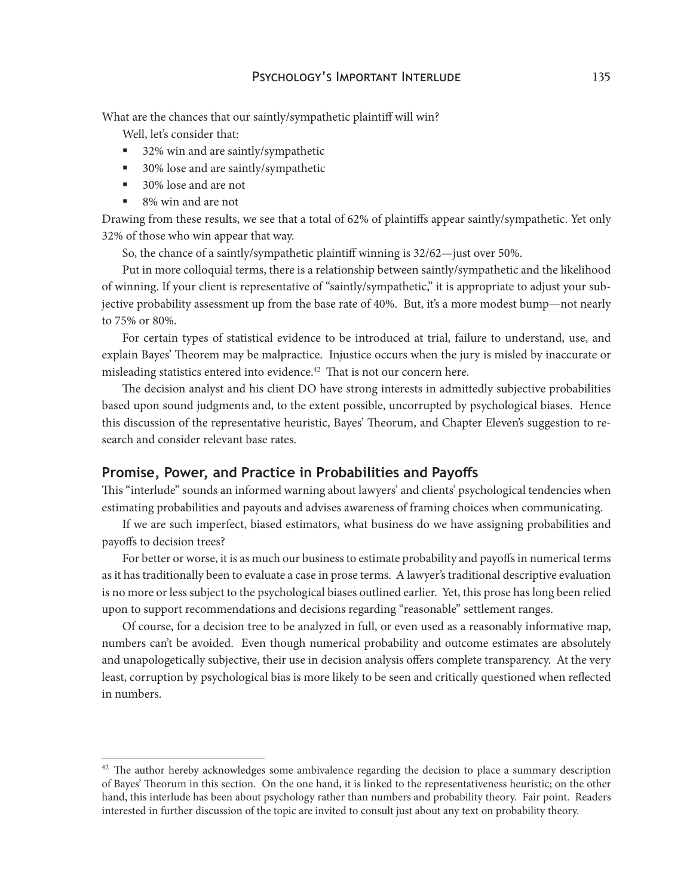What are the chances that our saintly/sympathetic plaintiff will win?

Well, let's consider that:

- 32% win and are saintly/sympathetic
- 30% lose and are saintly/sympathetic
- 30% lose and are not
- 8% win and are not

Drawing from these results, we see that a total of 62% of plaintiffs appear saintly/sympathetic. Yet only 32% of those who win appear that way.

So, the chance of a saintly/sympathetic plaintiff winning is 32/62—just over 50%.

Put in more colloquial terms, there is a relationship between saintly/sympathetic and the likelihood of winning. If your client is representative of "saintly/sympathetic," it is appropriate to adjust your subjective probability assessment up from the base rate of 40%. But, it's a more modest bump—not nearly to 75% or 80%.

For certain types of statistical evidence to be introduced at trial, failure to understand, use, and explain Bayes' Theorem may be malpractice. Injustice occurs when the jury is misled by inaccurate or misleading statistics entered into evidence.[42] That is not our concern here.

The decision analyst and his client DO have strong interests in admittedly subjective probabilities based upon sound judgments and, to the extent possible, uncorrupted by psychological biases. Hence this discussion of the representative heuristic, Bayes' Theorum, and Chapter Eleven's suggestion to research and consider relevant base rates.

## Promise, Power, and Practice in Probabilities and Payoffs

This "interlude" sounds an informed warning about lawyers' and clients' psychological tendencies when estimating probabilities and payouts and advises awareness of framing choices when communicating.

If we are such imperfect, biased estimators, what business do we have assigning probabilities and payoffs to decision trees?

For better or worse, it is as much our business to estimate probability and payoffs in numerical terms as it has traditionally been to evaluate a case in prose terms. A lawyer's traditional descriptive evaluation is no more or less subject to the psychological biases outlined earlier. Yet, this prose has long been relied upon to support recommendations and decisions regarding "reasonable" settlement ranges.

Of course, for a decision tree to be analyzed in full, or even used as a reasonably informative map, numbers can't be avoided. Even though numerical probability and outcome estimates are absolutely and unapologetically subjective, their use in decision analysis offers complete transparency. At the very least, corruption by psychological bias is more likely to be seen and critically questioned when reflected in numbers.

---

[42] The author hereby acknowledges some ambivalence regarding the decision to place a summary description of Bayes' Theorum in this section. On the one hand, it is linked to the representativeness heuristic; on the other hand, this interlude has been about psychology rather than numbers and probability theory. Fair point. Readers interested in further discussion of the topic are invited to consult just about any text on probability theory.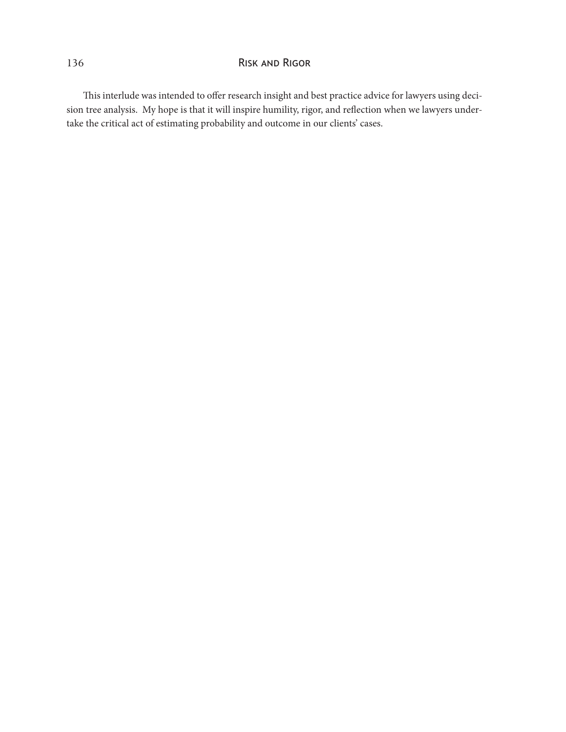This interlude was intended to offer research insight and best practice advice for lawyers using decision tree analysis. My hope is that it will inspire humility, rigor, and reflection when we lawyers undertake the critical act of estimating probability and outcome in our clients' cases.